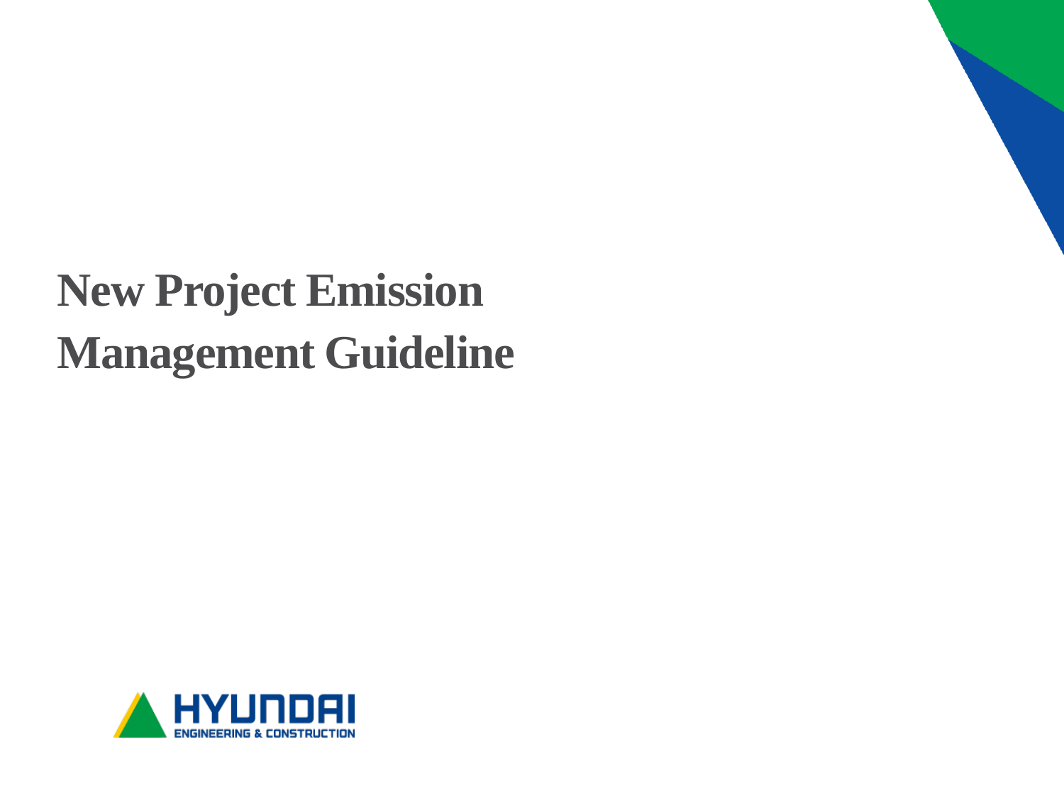# New Project Emission Management Guideline

HYUNDAI ENGINEERING & CONSTRUCTION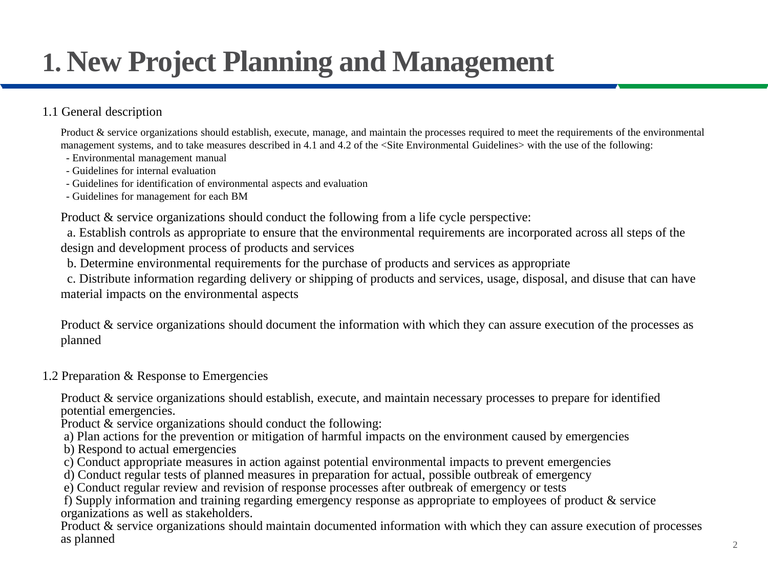# 1. New Project Planning and Management

## 1.1 General description

Product & service organizations should establish, execute, manage, and maintain the processes required to meet the requirements of the environmental management systems, and to take measures described in 4.1 and 4.2 of the <Site Environmental Guidelines> with the use of the following:

- Environmental management manual
- Guidelines for internal evaluation
- Guidelines for identification of environmental aspects and evaluation
- Guidelines for management for each BM

Product & service organizations should conduct the following from a life cycle perspective:

a. Establish controls as appropriate to ensure that the environmental requirements are incorporated across all steps of the design and development process of products and services

b. Determine environmental requirements for the purchase of products and services as appropriate

c. Distribute information regarding delivery or shipping of products and services, usage, disposal, and disuse that can have material impacts on the environmental aspects

Product & service organizations should document the information with which they can assure execution of the processes as planned

## 1.2 Preparation & Response to Emergencies

Product & service organizations should establish, execute, and maintain necessary processes to prepare for identified potential emergencies.

Product & service organizations should conduct the following:

a) Plan actions for the prevention or mitigation of harmful impacts on the environment caused by emergencies

b) Respond to actual emergencies

c) Conduct appropriate measures in action against potential environmental impacts to prevent emergencies

d) Conduct regular tests of planned measures in preparation for actual, possible outbreak of emergency

e) Conduct regular review and revision of response processes after outbreak of emergency or tests

f) Supply information and training regarding emergency response as appropriate to employees of product & service organizations as well as stakeholders.

Product & service organizations should maintain documented information with which they can assure execution of processes as planned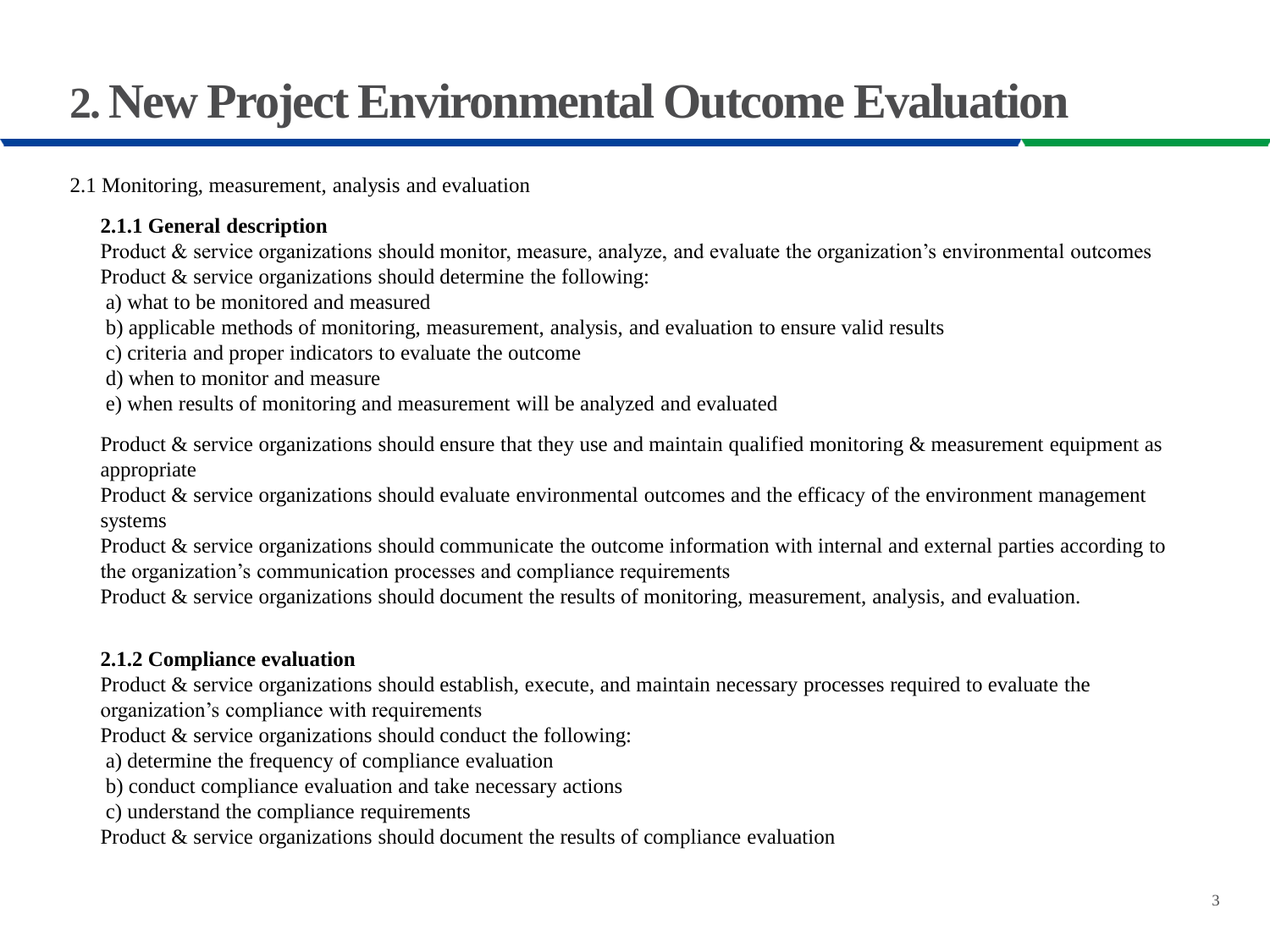# 2. New Project Environmental Outcome Evaluation

2.1 Monitoring, measurement, analysis and evaluation

**2.1.1 General description**

Product & service organizations should monitor, measure, analyze, and evaluate the organization's environmental outcomes
Product & service organizations should determine the following:

a) what to be monitored and measured
b) applicable methods of monitoring, measurement, analysis, and evaluation to ensure valid results
c) criteria and proper indicators to evaluate the outcome
d) when to monitor and measure
e) when results of monitoring and measurement will be analyzed and evaluated

Product & service organizations should ensure that they use and maintain qualified monitoring & measurement equipment as appropriate
Product & service organizations should evaluate environmental outcomes and the efficacy of the environment management systems
Product & service organizations should communicate the outcome information with internal and external parties according to the organization's communication processes and compliance requirements
Product & service organizations should document the results of monitoring, measurement, analysis, and evaluation.

**2.1.2 Compliance evaluation**

Product & service organizations should establish, execute, and maintain necessary processes required to evaluate the organization's compliance with requirements
Product & service organizations should conduct the following:

a) determine the frequency of compliance evaluation
b) conduct compliance evaluation and take necessary actions
c) understand the compliance requirements

Product & service organizations should document the results of compliance evaluation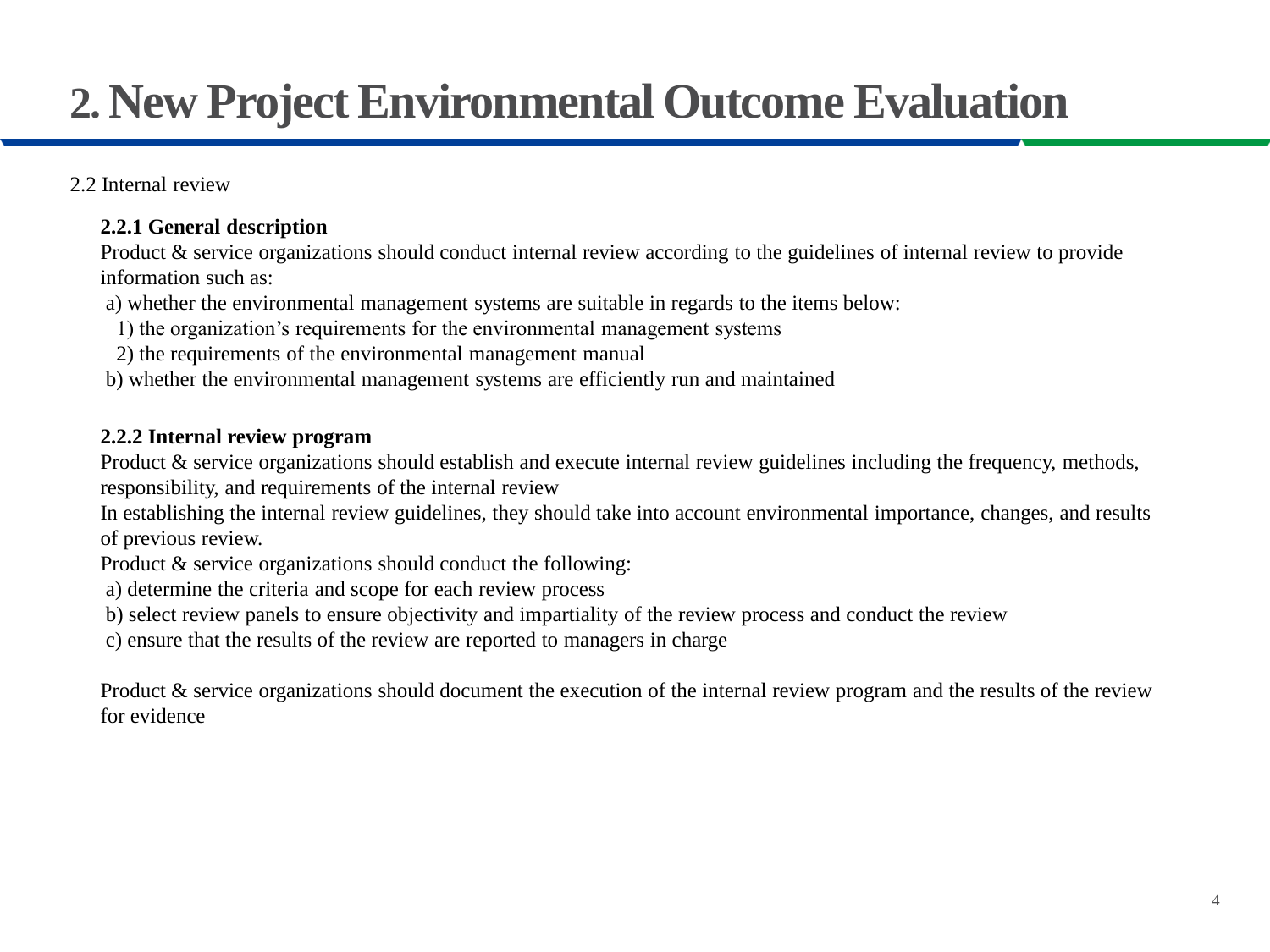# 2. New Project Environmental Outcome Evaluation

2.2 Internal review

**2.2.1 General description**

Product & service organizations should conduct internal review according to the guidelines of internal review to provide information such as:

a) whether the environmental management systems are suitable in regards to the items below:

1) the organization's requirements for the environmental management systems

2) the requirements of the environmental management manual

b) whether the environmental management systems are efficiently run and maintained

**2.2.2 Internal review program**

Product & service organizations should establish and execute internal review guidelines including the frequency, methods, responsibility, and requirements of the internal review

In establishing the internal review guidelines, they should take into account environmental importance, changes, and results of previous review.

Product & service organizations should conduct the following:

a) determine the criteria and scope for each review process

b) select review panels to ensure objectivity and impartiality of the review process and conduct the review

c) ensure that the results of the review are reported to managers in charge

Product & service organizations should document the execution of the internal review program and the results of the review for evidence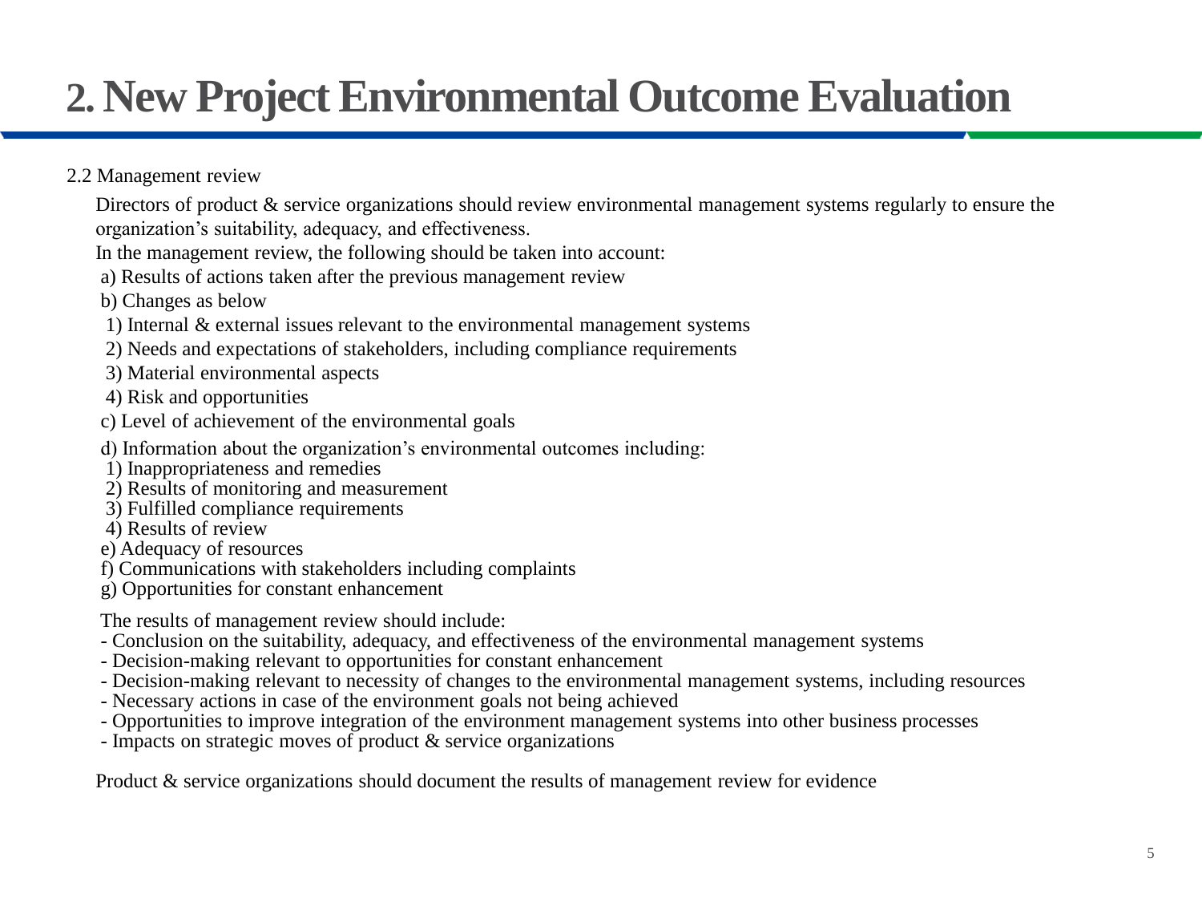# 2. New Project Environmental Outcome Evaluation

2.2 Management review

Directors of product & service organizations should review environmental management systems regularly to ensure the organization's suitability, adequacy, and effectiveness.

In the management review, the following should be taken into account:

a) Results of actions taken after the previous management review

b) Changes as below

1) Internal & external issues relevant to the environmental management systems

2) Needs and expectations of stakeholders, including compliance requirements

3) Material environmental aspects

4) Risk and opportunities

c) Level of achievement of the environmental goals

d) Information about the organization's environmental outcomes including:

1) Inappropriateness and remedies

2) Results of monitoring and measurement

3) Fulfilled compliance requirements

4) Results of review

e) Adequacy of resources

f) Communications with stakeholders including complaints

g) Opportunities for constant enhancement

The results of management review should include:

- Conclusion on the suitability, adequacy, and effectiveness of the environmental management systems
- Decision-making relevant to opportunities for constant enhancement
- Decision-making relevant to necessity of changes to the environmental management systems, including resources
- Necessary actions in case of the environment goals not being achieved
- Opportunities to improve integration of the environment management systems into other business processes
- Impacts on strategic moves of product & service organizations

Product & service organizations should document the results of management review for evidence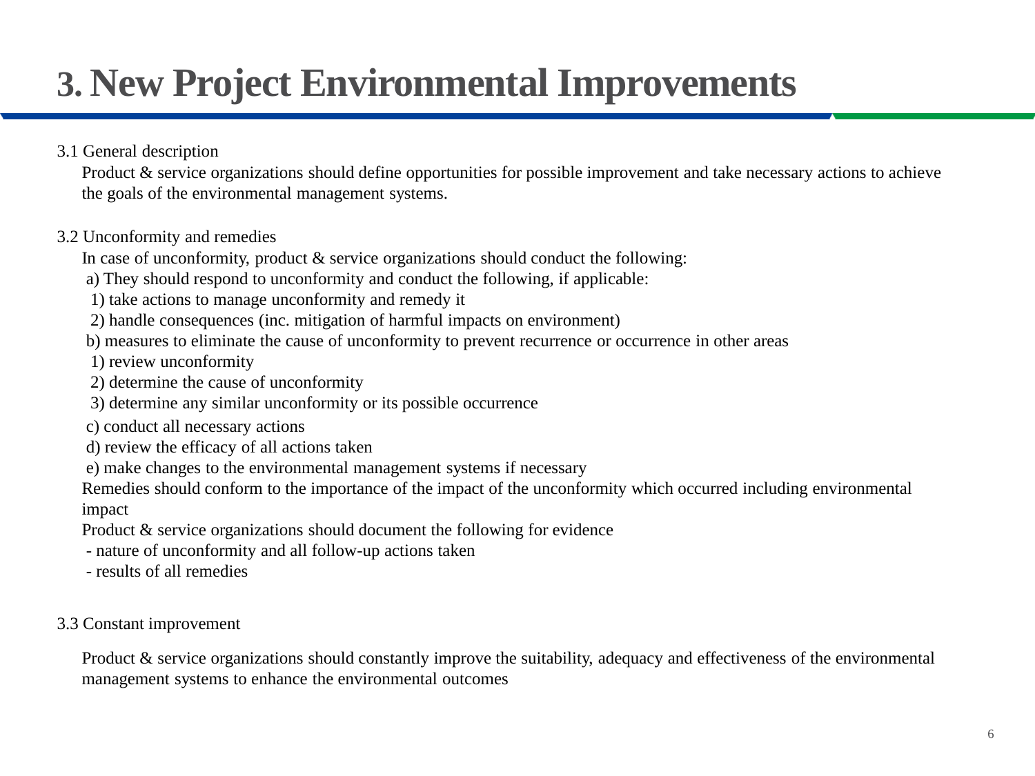# 3. New Project Environmental Improvements

3.1 General description

Product & service organizations should define opportunities for possible improvement and take necessary actions to achieve the goals of the environmental management systems.

3.2 Unconformity and remedies

In case of unconformity, product & service organizations should conduct the following:

a) They should respond to unconformity and conduct the following, if applicable:

1) take actions to manage unconformity and remedy it

2) handle consequences (inc. mitigation of harmful impacts on environment)

b) measures to eliminate the cause of unconformity to prevent recurrence or occurrence in other areas

1) review unconformity

2) determine the cause of unconformity

3) determine any similar unconformity or its possible occurrence

c) conduct all necessary actions

d) review the efficacy of all actions taken

e) make changes to the environmental management systems if necessary

Remedies should conform to the importance of the impact of the unconformity which occurred including environmental impact

Product & service organizations should document the following for evidence

- nature of unconformity and all follow-up actions taken
- results of all remedies

3.3 Constant improvement

Product & service organizations should constantly improve the suitability, adequacy and effectiveness of the environmental management systems to enhance the environmental outcomes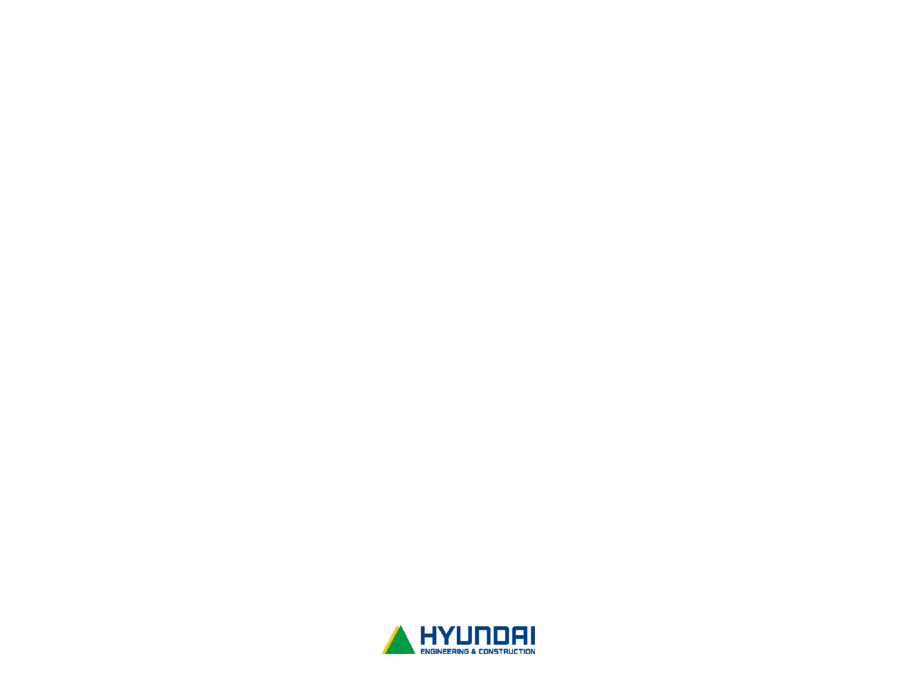HYUNDAI

ENGINEERING & CONSTRUCTION